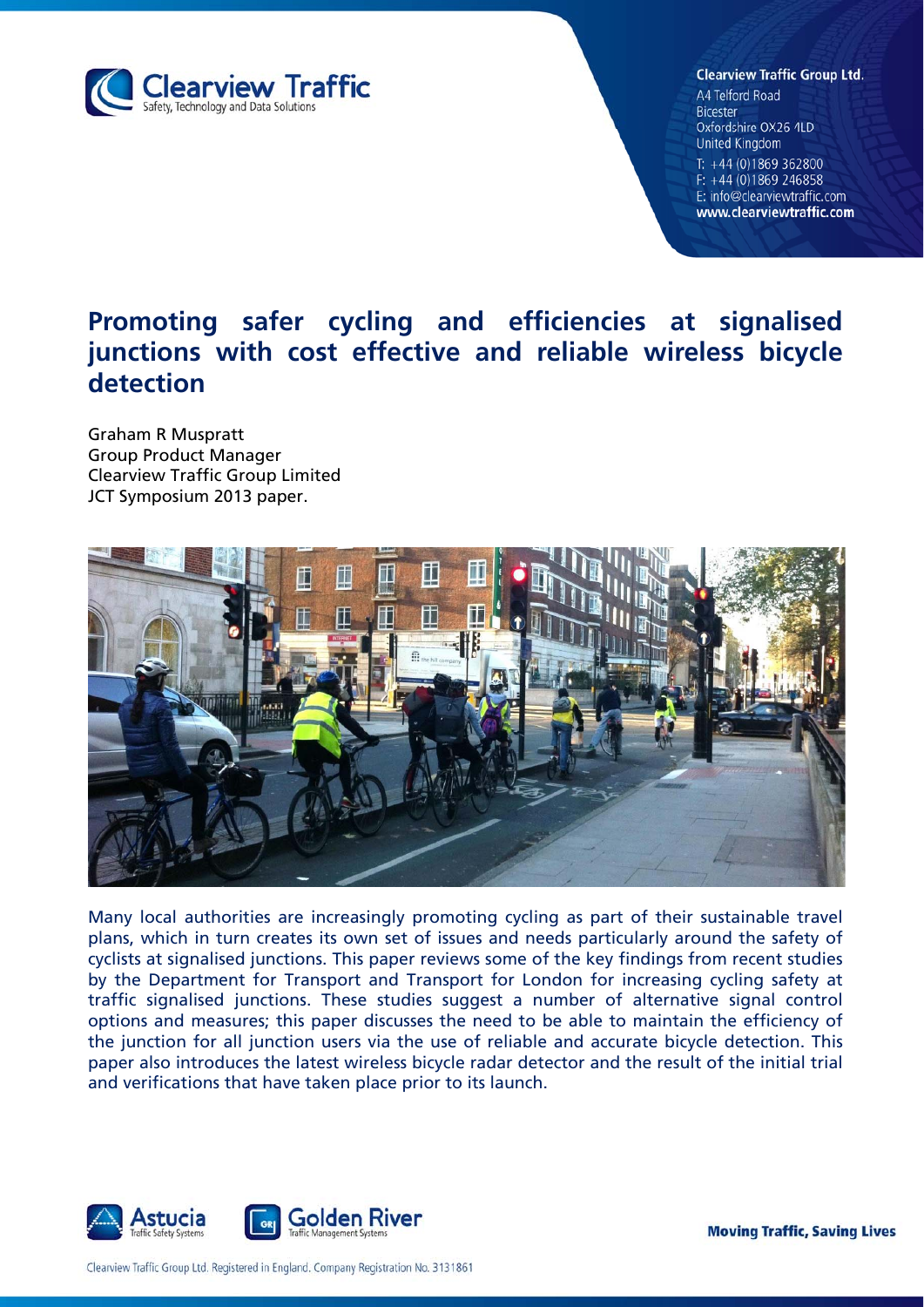**Clearview Traffic Group Ltd.**
A4 Telford Road
Bicester
Oxfordshire OX26 4LD
United Kingdom
T: +44 (0)1869 362800
F: +44 (0)1869 246858
E: info@clearviewtraffic.com
**www.clearviewtraffic.com**

# Promoting safer cycling and efficiencies at signalised junctions with cost effective and reliable wireless bicycle detection

Graham R Muspratt
Group Product Manager
Clearview Traffic Group Limited
JCT Symposium 2013 paper.

Many local authorities are increasingly promoting cycling as part of their sustainable travel plans, which in turn creates its own set of issues and needs particularly around the safety of cyclists at signalised junctions. This paper reviews some of the key findings from recent studies by the Department for Transport and Transport for London for increasing cycling safety at traffic signalised junctions. These studies suggest a number of alternative signal control options and measures; this paper discusses the need to be able to maintain the efficiency of the junction for all junction users via the use of reliable and accurate bicycle detection. This paper also introduces the latest wireless bicycle radar detector and the result of the initial trial and verifications that have taken place prior to its launch.

**Moving Traffic, Saving Lives**

Clearview Traffic Group Ltd. Registered in England. Company Registration No. 3131861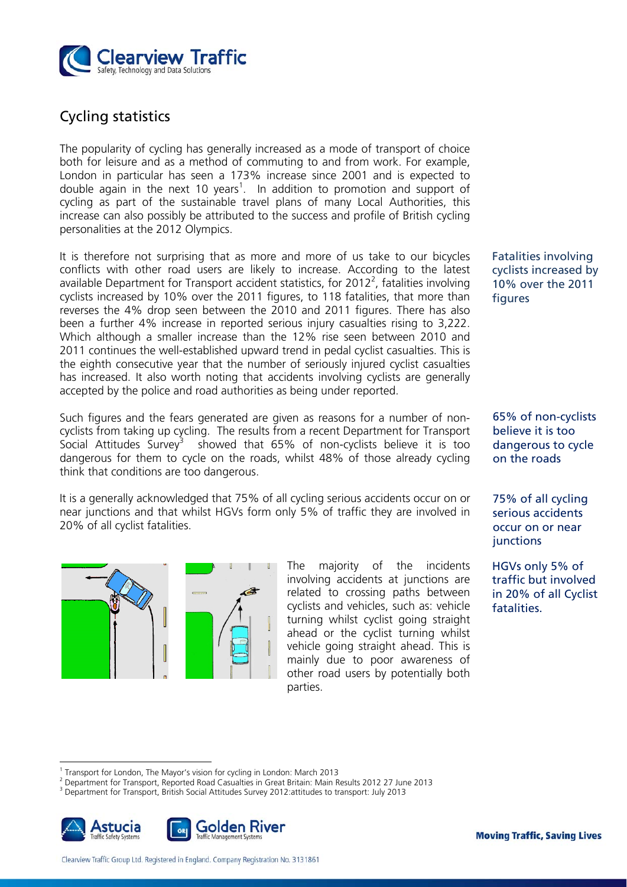## Cycling statistics

The popularity of cycling has generally increased as a mode of transport of choice both for leisure and as a method of commuting to and from work. For example, London in particular has seen a 173% increase since 2001 and is expected to double again in the next 10 years[1]. In addition to promotion and support of cycling as part of the sustainable travel plans of many Local Authorities, this increase can also possibly be attributed to the success and profile of British cycling personalities at the 2012 Olympics.

It is therefore not surprising that as more and more of us take to our bicycles conflicts with other road users are likely to increase. According to the latest available Department for Transport accident statistics, for 2012[2], fatalities involving cyclists increased by 10% over the 2011 figures, to 118 fatalities, that more than reverses the 4% drop seen between the 2010 and 2011 figures. There has also been a further 4% increase in reported serious injury casualties rising to 3,222. Which although a smaller increase than the 12% rise seen between 2010 and 2011 continues the well-established upward trend in pedal cyclist casualties. This is the eighth consecutive year that the number of seriously injured cyclist casualties has increased. It also worth noting that accidents involving cyclists are generally accepted by the police and road authorities as being under reported.

> Fatalities involving cyclists increased by 10% over the 2011 figures

Such figures and the fears generated are given as reasons for a number of non-cyclists from taking up cycling. The results from a recent Department for Transport Social Attitudes Survey[3] showed that 65% of non-cyclists believe it is too dangerous for them to cycle on the roads, whilst 48% of those already cycling think that conditions are too dangerous.

> 65% of non-cyclists believe it is too dangerous to cycle on the roads

It is a generally acknowledged that 75% of all cycling serious accidents occur on or near junctions and that whilst HGVs form only 5% of traffic they are involved in 20% of all cyclist fatalities.

> 75% of all cycling serious accidents occur on or near junctions

> HGVs only 5% of traffic but involved in 20% of all Cyclist fatalities.

The majority of the incidents involving accidents at junctions are related to crossing paths between cyclists and vehicles, such as: vehicle turning whilst cyclist going straight ahead or the cyclist turning whilst vehicle going straight ahead. This is mainly due to poor awareness of other road users by potentially both parties.

---

[1] Transport for London, The Mayor's vision for cycling in London: March 2013

[2] Department for Transport, Reported Road Casualties in Great Britain: Main Results 2012 27 June 2013

[3] Department for Transport, British Social Attitudes Survey 2012:attitudes to transport: July 2013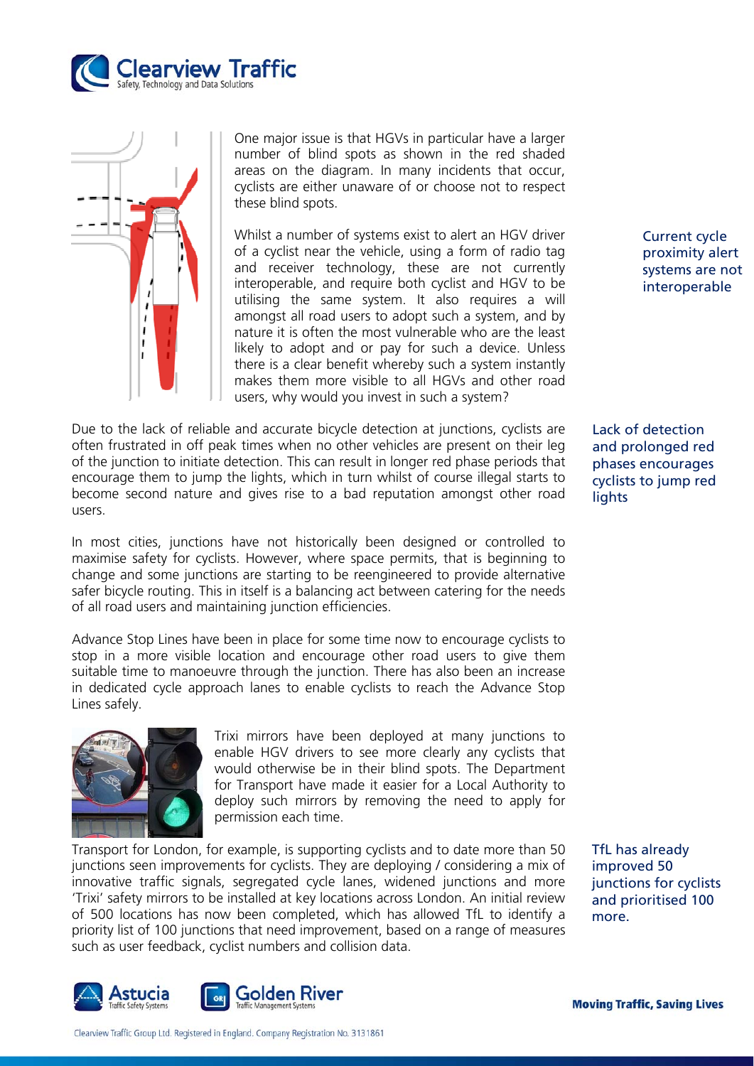One major issue is that HGVs in particular have a larger number of blind spots as shown in the red shaded areas on the diagram. In many incidents that occur, cyclists are either unaware of or choose not to respect these blind spots.

Whilst a number of systems exist to alert an HGV driver of a cyclist near the vehicle, using a form of radio tag and receiver technology, these are not currently interoperable, and require both cyclist and HGV to be utilising the same system. It also requires a will amongst all road users to adopt such a system, and by nature it is often the most vulnerable who are the least likely to adopt and or pay for such a device. Unless there is a clear benefit whereby such a system instantly makes them more visible to all HGVs and other road users, why would you invest in such a system?

Current cycle proximity alert systems are not interoperable

Due to the lack of reliable and accurate bicycle detection at junctions, cyclists are often frustrated in off peak times when no other vehicles are present on their leg of the junction to initiate detection. This can result in longer red phase periods that encourage them to jump the lights, which in turn whilst of course illegal starts to become second nature and gives rise to a bad reputation amongst other road users.

Lack of detection and prolonged red phases encourages cyclists to jump red lights

In most cities, junctions have not historically been designed or controlled to maximise safety for cyclists. However, where space permits, that is beginning to change and some junctions are starting to be reengineered to provide alternative safer bicycle routing. This in itself is a balancing act between catering for the needs of all road users and maintaining junction efficiencies.

Advance Stop Lines have been in place for some time now to encourage cyclists to stop in a more visible location and encourage other road users to give them suitable time to manoeuvre through the junction. There has also been an increase in dedicated cycle approach lanes to enable cyclists to reach the Advance Stop Lines safely.

Trixi mirrors have been deployed at many junctions to enable HGV drivers to see more clearly any cyclists that would otherwise be in their blind spots. The Department for Transport have made it easier for a Local Authority to deploy such mirrors by removing the need to apply for permission each time.

Transport for London, for example, is supporting cyclists and to date more than 50 junctions seen improvements for cyclists. They are deploying / considering a mix of innovative traffic signals, segregated cycle lanes, widened junctions and more 'Trixi' safety mirrors to be installed at key locations across London. An initial review of 500 locations has now been completed, which has allowed TfL to identify a priority list of 100 junctions that need improvement, based on a range of measures such as user feedback, cyclist numbers and collision data.

TfL has already improved 50 junctions for cyclists and prioritised 100 more.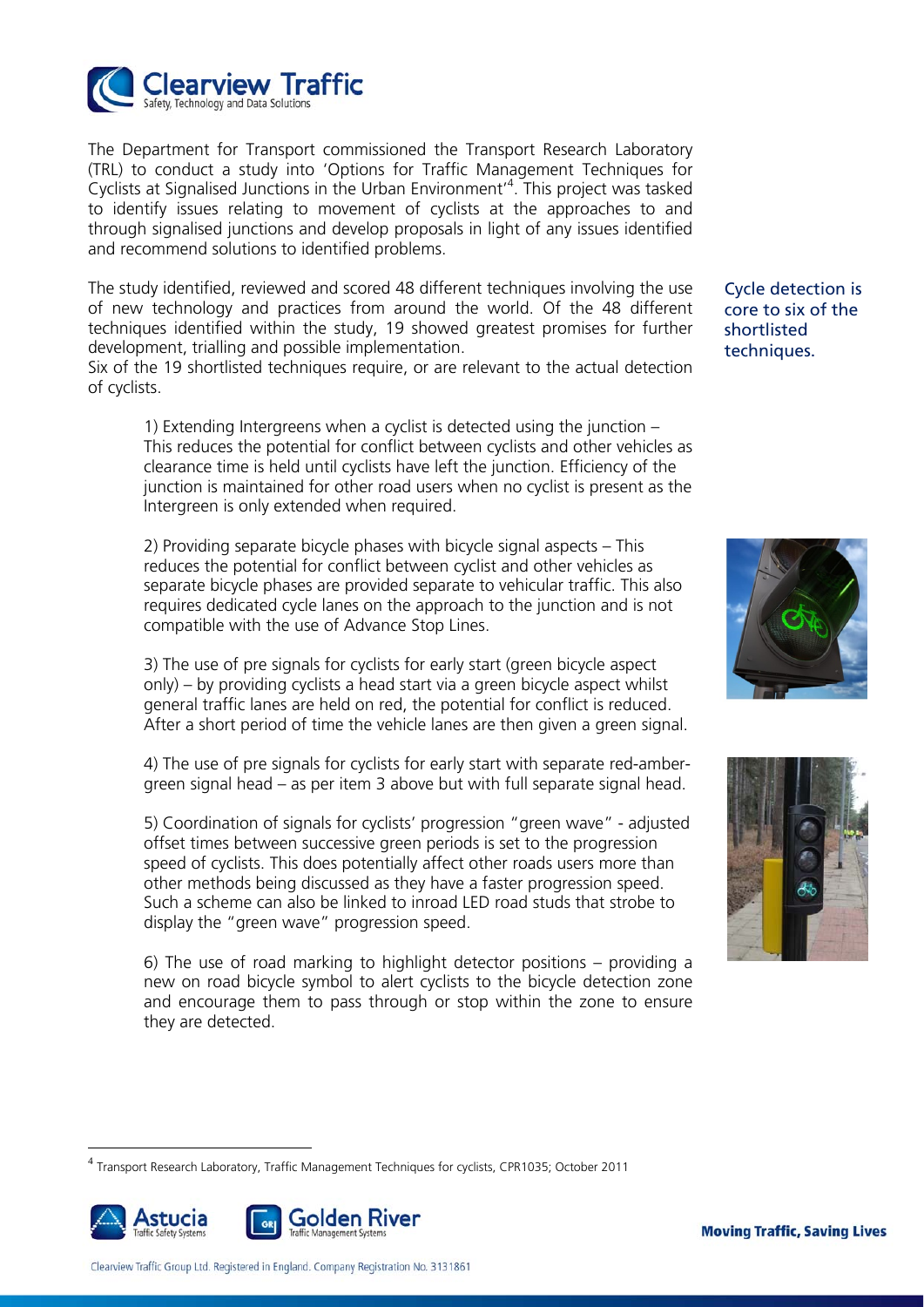The Department for Transport commissioned the Transport Research Laboratory (TRL) to conduct a study into 'Options for Traffic Management Techniques for Cyclists at Signalised Junctions in the Urban Environment'[4]. This project was tasked to identify issues relating to movement of cyclists at the approaches to and through signalised junctions and develop proposals in light of any issues identified and recommend solutions to identified problems.

The study identified, reviewed and scored 48 different techniques involving the use of new technology and practices from around the world. Of the 48 different techniques identified within the study, 19 showed greatest promises for further development, trialling and possible implementation.

Six of the 19 shortlisted techniques require, or are relevant to the actual detection of cyclists.

Cycle detection is core to six of the shortlisted techniques.

1) Extending Intergreens when a cyclist is detected using the junction – This reduces the potential for conflict between cyclists and other vehicles as clearance time is held until cyclists have left the junction. Efficiency of the junction is maintained for other road users when no cyclist is present as the Intergreen is only extended when required.

2) Providing separate bicycle phases with bicycle signal aspects – This reduces the potential for conflict between cyclist and other vehicles as separate bicycle phases are provided separate to vehicular traffic. This also requires dedicated cycle lanes on the approach to the junction and is not compatible with the use of Advance Stop Lines.

3) The use of pre signals for cyclists for early start (green bicycle aspect only) – by providing cyclists a head start via a green bicycle aspect whilst general traffic lanes are held on red, the potential for conflict is reduced. After a short period of time the vehicle lanes are then given a green signal.

4) The use of pre signals for cyclists for early start with separate red-amber-green signal head – as per item 3 above but with full separate signal head.

5) Coordination of signals for cyclists' progression "green wave" - adjusted offset times between successive green periods is set to the progression speed of cyclists. This does potentially affect other roads users more than other methods being discussed as they have a faster progression speed. Such a scheme can also be linked to inroad LED road studs that strobe to display the "green wave" progression speed.

6) The use of road marking to highlight detector positions – providing a new on road bicycle symbol to alert cyclists to the bicycle detection zone and encourage them to pass through or stop within the zone to ensure they are detected.

[4] Transport Research Laboratory, Traffic Management Techniques for cyclists, CPR1035; October 2011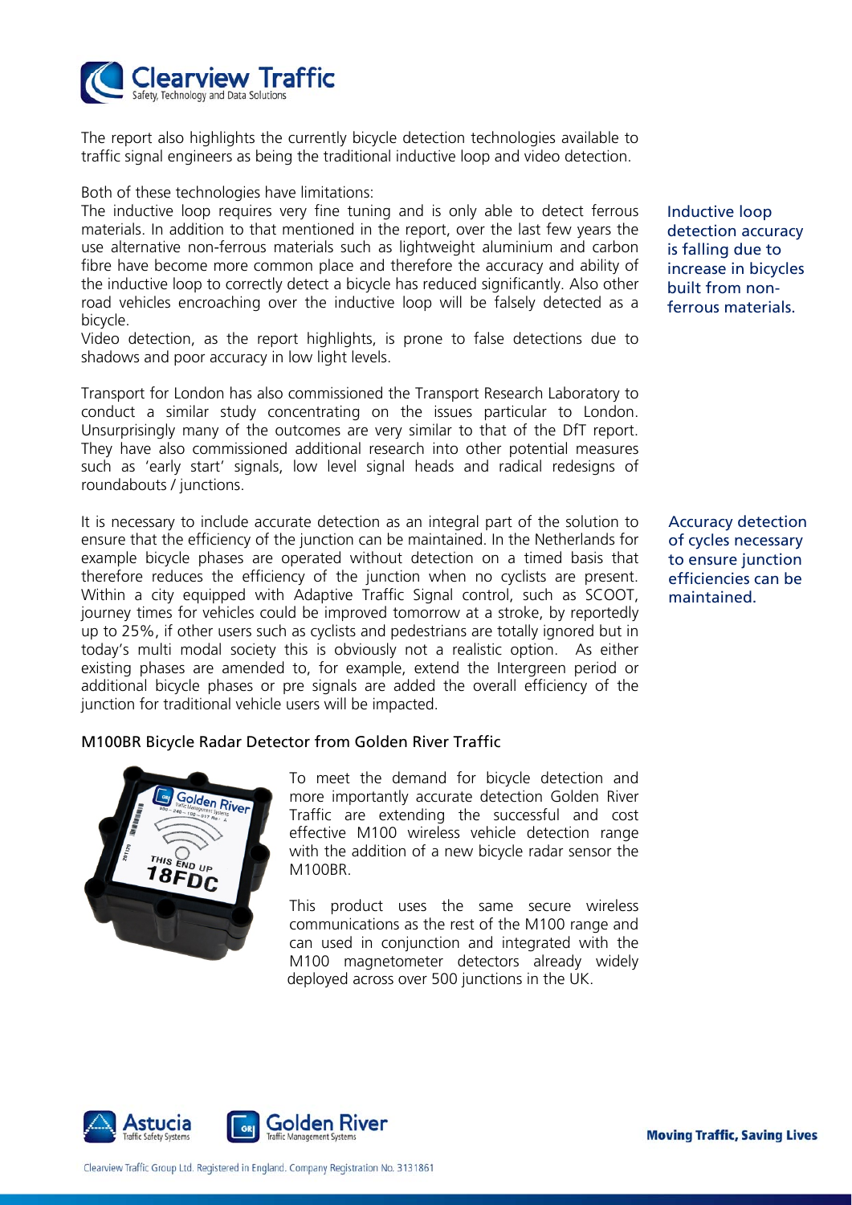The report also highlights the currently bicycle detection technologies available to traffic signal engineers as being the traditional inductive loop and video detection.

Both of these technologies have limitations:

The inductive loop requires very fine tuning and is only able to detect ferrous materials. In addition to that mentioned in the report, over the last few years the use alternative non-ferrous materials such as lightweight aluminium and carbon fibre have become more common place and therefore the accuracy and ability of the inductive loop to correctly detect a bicycle has reduced significantly. Also other road vehicles encroaching over the inductive loop will be falsely detected as a bicycle.

Video detection, as the report highlights, is prone to false detections due to shadows and poor accuracy in low light levels.

Inductive loop detection accuracy is falling due to increase in bicycles built from non-ferrous materials.

Transport for London has also commissioned the Transport Research Laboratory to conduct a similar study concentrating on the issues particular to London. Unsurprisingly many of the outcomes are very similar to that of the DfT report. They have also commissioned additional research into other potential measures such as 'early start' signals, low level signal heads and radical redesigns of roundabouts / junctions.

It is necessary to include accurate detection as an integral part of the solution to ensure that the efficiency of the junction can be maintained. In the Netherlands for example bicycle phases are operated without detection on a timed basis that therefore reduces the efficiency of the junction when no cyclists are present. Within a city equipped with Adaptive Traffic Signal control, such as SCOOT, journey times for vehicles could be improved tomorrow at a stroke, by reportedly up to 25%, if other users such as cyclists and pedestrians are totally ignored but in today's multi modal society this is obviously not a realistic option. As either existing phases are amended to, for example, extend the Intergreen period or additional bicycle phases or pre signals are added the overall efficiency of the junction for traditional vehicle users will be impacted.

Accuracy detection of cycles necessary to ensure junction efficiencies can be maintained.

## M100BR Bicycle Radar Detector from Golden River Traffic

To meet the demand for bicycle detection and more importantly accurate detection Golden River Traffic are extending the successful and cost effective M100 wireless vehicle detection range with the addition of a new bicycle radar sensor the M100BR.

This product uses the same secure wireless communications as the rest of the M100 range and can used in conjunction and integrated with the M100 magnetometer detectors already widely deployed across over 500 junctions in the UK.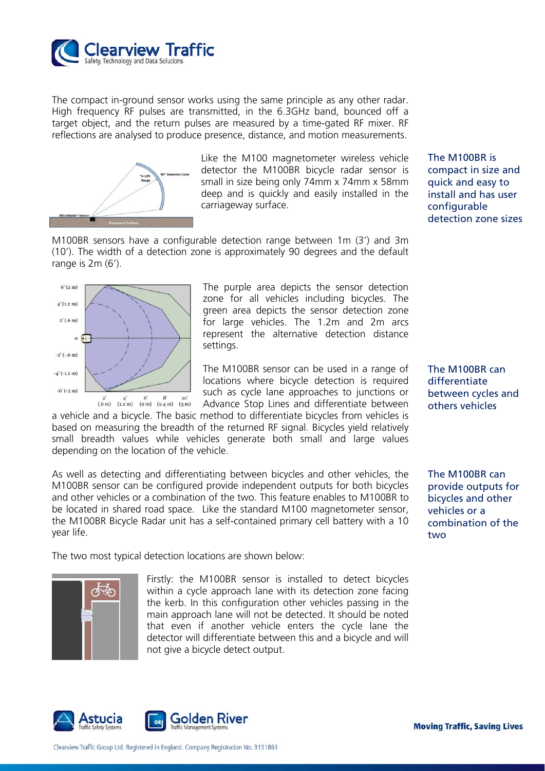The compact in-ground sensor works using the same principle as any other radar. High frequency RF pulses are transmitted, in the 6.3GHz band, bounced off a target object, and the return pulses are measured by a time-gated RF mixer. RF reflections are analysed to produce presence, distance, and motion measurements.

Like the M100 magnetometer wireless vehicle detector the M100BR bicycle radar sensor is small in size being only 74mm x 74mm x 58mm deep and is quickly and easily installed in the carriageway surface.

**The M100BR is compact in size and quick and easy to install and has user configurable detection zone sizes**

M100BR sensors have a configurable detection range between 1m (3') and 3m (10'). The width of a detection zone is approximately 90 degrees and the default range is 2m (6').

The purple area depicts the sensor detection zone for all vehicles including bicycles. The green area depicts the sensor detection zone for large vehicles. The 1.2m and 2m arcs represent the alternative detection distance settings.

The M100BR sensor can be used in a range of locations where bicycle detection is required such as cycle lane approaches to junctions or Advance Stop Lines and differentiate between a vehicle and a bicycle. The basic method to differentiate bicycles from vehicles is based on measuring the breadth of the returned RF signal. Bicycles yield relatively small breadth values while vehicles generate both small and large values depending on the location of the vehicle.

**The M100BR can differentiate between cycles and others vehicles**

As well as detecting and differentiating between bicycles and other vehicles, the M100BR sensor can be configured provide independent outputs for both bicycles and other vehicles or a combination of the two. This feature enables to M100BR to be located in shared road space. Like the standard M100 magnetometer sensor, the M100BR Bicycle Radar unit has a self-contained primary cell battery with a 10 year life.

**The M100BR can provide outputs for bicycles and other vehicles or a combination of the two**

The two most typical detection locations are shown below:

Firstly: the M100BR sensor is installed to detect bicycles within a cycle approach lane with its detection zone facing the kerb. In this configuration other vehicles passing in the main approach lane will not be detected. It should be noted that even if another vehicle enters the cycle lane the detector will differentiate between this and a bicycle and will not give a bicycle detect output.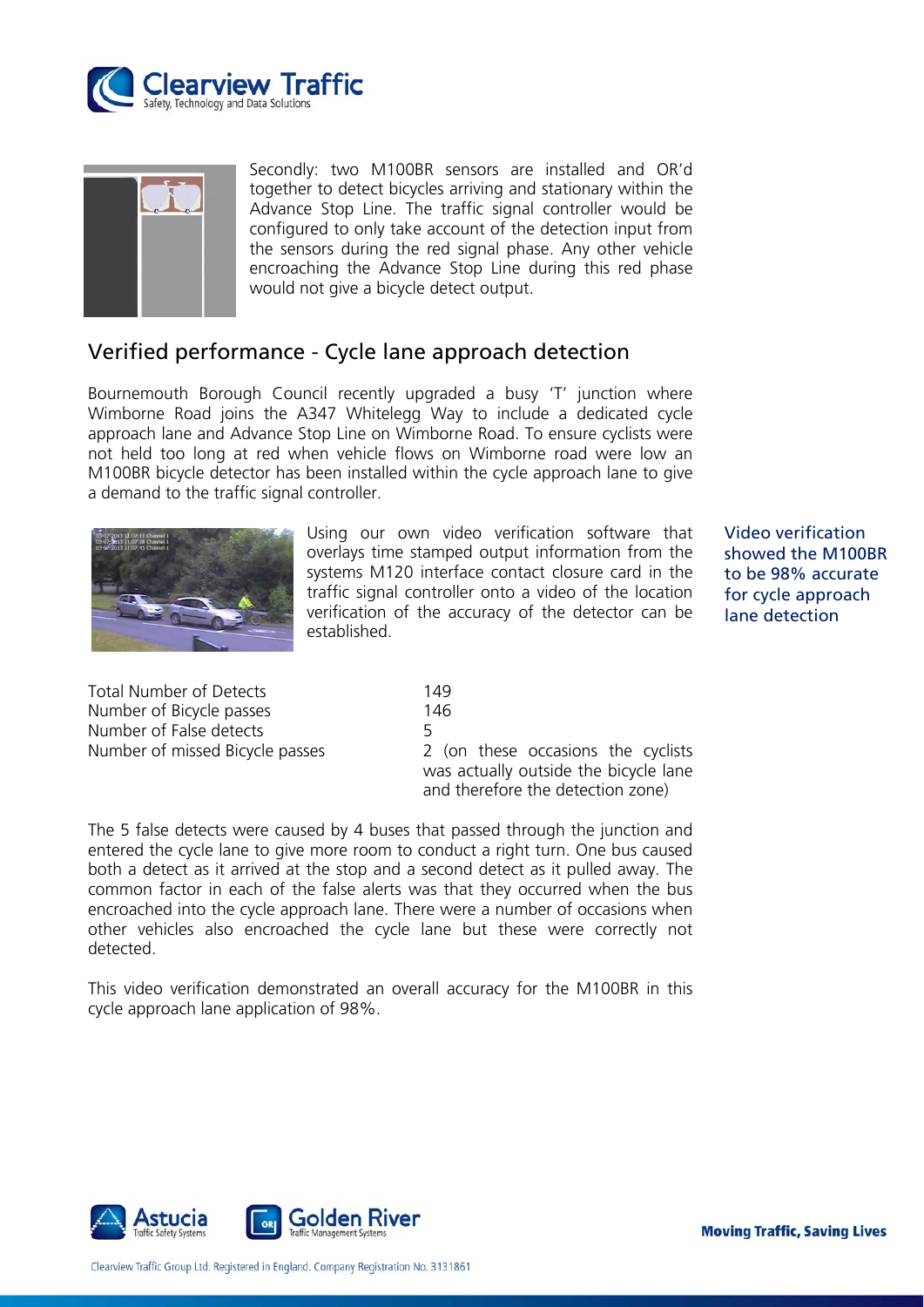Secondly: two M100BR sensors are installed and OR'd together to detect bicycles arriving and stationary within the Advance Stop Line. The traffic signal controller would be configured to only take account of the detection input from the sensors during the red signal phase. Any other vehicle encroaching the Advance Stop Line during this red phase would not give a bicycle detect output.

## Verified performance - Cycle lane approach detection

Bournemouth Borough Council recently upgraded a busy 'T' junction where Wimborne Road joins the A347 Whitelegg Way to include a dedicated cycle approach lane and Advance Stop Line on Wimborne Road. To ensure cyclists were not held too long at red when vehicle flows on Wimborne road were low an M100BR bicycle detector has been installed within the cycle approach lane to give a demand to the traffic signal controller.

Using our own video verification software that overlays time stamped output information from the systems M120 interface contact closure card in the traffic signal controller onto a video of the location verification of the accuracy of the detector can be established.

Video verification showed the M100BR to be 98% accurate for cycle approach lane detection

| | |
|---|---|
| Total Number of Detects | 149 |
| Number of Bicycle passes | 146 |
| Number of False detects | 5 |
| Number of missed Bicycle passes | 2 (on these occasions the cyclists was actually outside the bicycle lane and therefore the detection zone) |

The 5 false detects were caused by 4 buses that passed through the junction and entered the cycle lane to give more room to conduct a right turn. One bus caused both a detect as it arrived at the stop and a second detect as it pulled away. The common factor in each of the false alerts was that they occurred when the bus encroached into the cycle approach lane. There were a number of occasions when other vehicles also encroached the cycle lane but these were correctly not detected.

This video verification demonstrated an overall accuracy for the M100BR in this cycle approach lane application of 98%.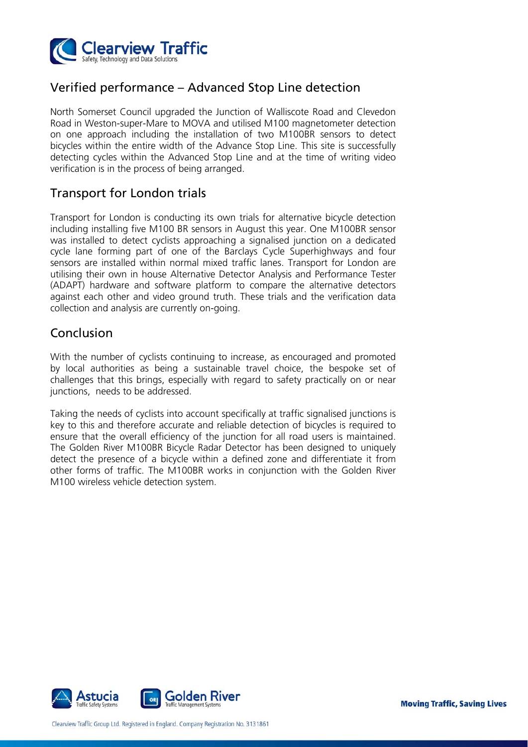## Verified performance – Advanced Stop Line detection

North Somerset Council upgraded the Junction of Walliscote Road and Clevedon Road in Weston-super-Mare to MOVA and utilised M100 magnetometer detection on one approach including the installation of two M100BR sensors to detect bicycles within the entire width of the Advance Stop Line. This site is successfully detecting cycles within the Advanced Stop Line and at the time of writing video verification is in the process of being arranged.

## Transport for London trials

Transport for London is conducting its own trials for alternative bicycle detection including installing five M100 BR sensors in August this year. One M100BR sensor was installed to detect cyclists approaching a signalised junction on a dedicated cycle lane forming part of one of the Barclays Cycle Superhighways and four sensors are installed within normal mixed traffic lanes. Transport for London are utilising their own in house Alternative Detector Analysis and Performance Tester (ADAPT) hardware and software platform to compare the alternative detectors against each other and video ground truth. These trials and the verification data collection and analysis are currently on-going.

## Conclusion

With the number of cyclists continuing to increase, as encouraged and promoted by local authorities as being a sustainable travel choice, the bespoke set of challenges that this brings, especially with regard to safety practically on or near junctions, needs to be addressed.

Taking the needs of cyclists into account specifically at traffic signalised junctions is key to this and therefore accurate and reliable detection of bicycles is required to ensure that the overall efficiency of the junction for all road users is maintained. The Golden River M100BR Bicycle Radar Detector has been designed to uniquely detect the presence of a bicycle within a defined zone and differentiate it from other forms of traffic. The M100BR works in conjunction with the Golden River M100 wireless vehicle detection system.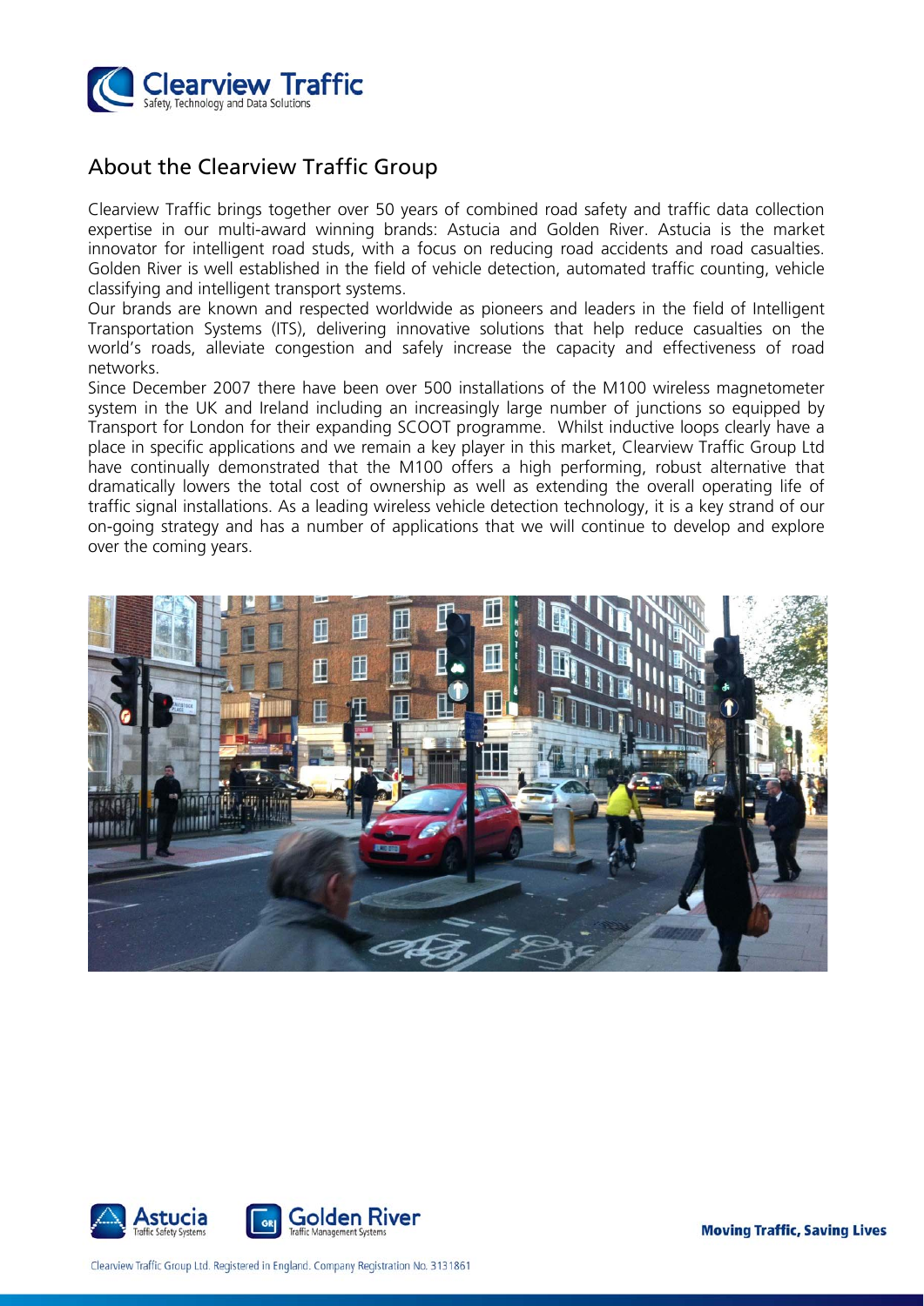## About the Clearview Traffic Group

Clearview Traffic brings together over 50 years of combined road safety and traffic data collection expertise in our multi-award winning brands: Astucia and Golden River. Astucia is the market innovator for intelligent road studs, with a focus on reducing road accidents and road casualties. Golden River is well established in the field of vehicle detection, automated traffic counting, vehicle classifying and intelligent transport systems.

Our brands are known and respected worldwide as pioneers and leaders in the field of Intelligent Transportation Systems (ITS), delivering innovative solutions that help reduce casualties on the world's roads, alleviate congestion and safely increase the capacity and effectiveness of road networks.

Since December 2007 there have been over 500 installations of the M100 wireless magnetometer system in the UK and Ireland including an increasingly large number of junctions so equipped by Transport for London for their expanding SCOOT programme. Whilst inductive loops clearly have a place in specific applications and we remain a key player in this market, Clearview Traffic Group Ltd have continually demonstrated that the M100 offers a high performing, robust alternative that dramatically lowers the total cost of ownership as well as extending the overall operating life of traffic signal installations. As a leading wireless vehicle detection technology, it is a key strand of our on-going strategy and has a number of applications that we will continue to develop and explore over the coming years.

**Moving Traffic, Saving Lives**

Clearview Traffic Group Ltd. Registered in England. Company Registration No. 3131861